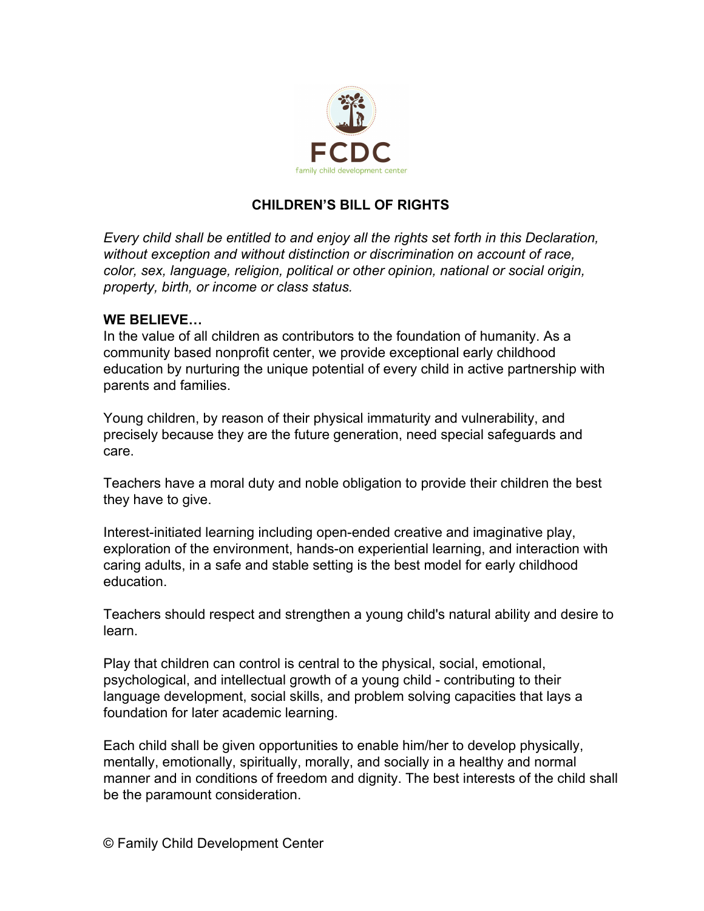FCDC

family child development center

# CHILDREN'S BILL OF RIGHTS

*Every child shall be entitled to and enjoy all the rights set forth in this Declaration, without exception and without distinction or discrimination on account of race, color, sex, language, religion, political or other opinion, national or social origin, property, birth, or income or class status.*

**WE BELIEVE…**

In the value of all children as contributors to the foundation of humanity. As a community based nonprofit center, we provide exceptional early childhood education by nurturing the unique potential of every child in active partnership with parents and families.

Young children, by reason of their physical immaturity and vulnerability, and precisely because they are the future generation, need special safeguards and care.

Teachers have a moral duty and noble obligation to provide their children the best they have to give.

Interest-initiated learning including open-ended creative and imaginative play, exploration of the environment, hands-on experiential learning, and interaction with caring adults, in a safe and stable setting is the best model for early childhood education.

Teachers should respect and strengthen a young child's natural ability and desire to learn.

Play that children can control is central to the physical, social, emotional, psychological, and intellectual growth of a young child - contributing to their language development, social skills, and problem solving capacities that lays a foundation for later academic learning.

Each child shall be given opportunities to enable him/her to develop physically, mentally, emotionally, spiritually, morally, and socially in a healthy and normal manner and in conditions of freedom and dignity. The best interests of the child shall be the paramount consideration.

© Family Child Development Center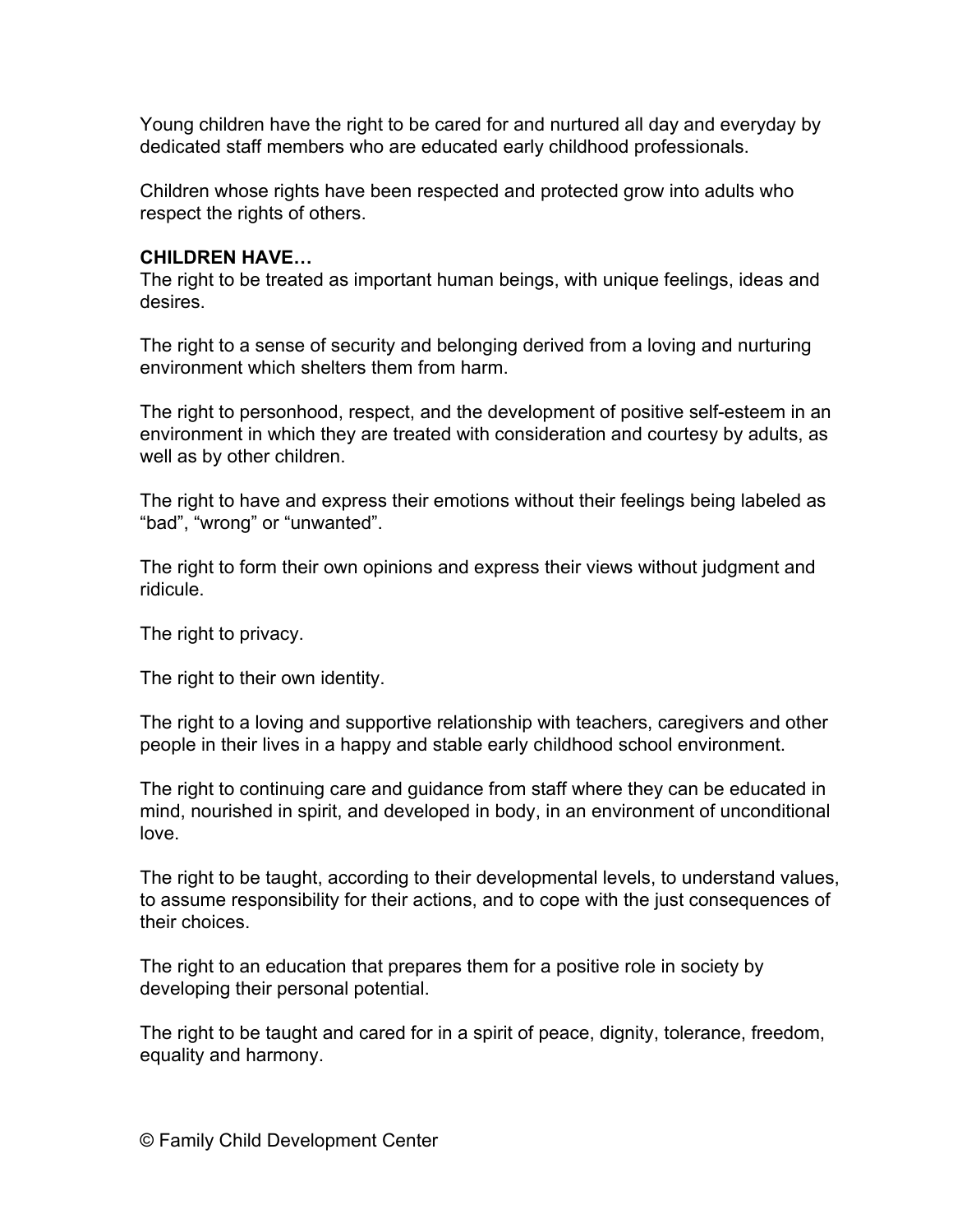Young children have the right to be cared for and nurtured all day and everyday by dedicated staff members who are educated early childhood professionals.

Children whose rights have been respected and protected grow into adults who respect the rights of others.

**CHILDREN HAVE…**

The right to be treated as important human beings, with unique feelings, ideas and desires.

The right to a sense of security and belonging derived from a loving and nurturing environment which shelters them from harm.

The right to personhood, respect, and the development of positive self-esteem in an environment in which they are treated with consideration and courtesy by adults, as well as by other children.

The right to have and express their emotions without their feelings being labeled as "bad", "wrong" or "unwanted".

The right to form their own opinions and express their views without judgment and ridicule.

The right to privacy.

The right to their own identity.

The right to a loving and supportive relationship with teachers, caregivers and other people in their lives in a happy and stable early childhood school environment.

The right to continuing care and guidance from staff where they can be educated in mind, nourished in spirit, and developed in body, in an environment of unconditional love.

The right to be taught, according to their developmental levels, to understand values, to assume responsibility for their actions, and to cope with the just consequences of their choices.

The right to an education that prepares them for a positive role in society by developing their personal potential.

The right to be taught and cared for in a spirit of peace, dignity, tolerance, freedom, equality and harmony.

© Family Child Development Center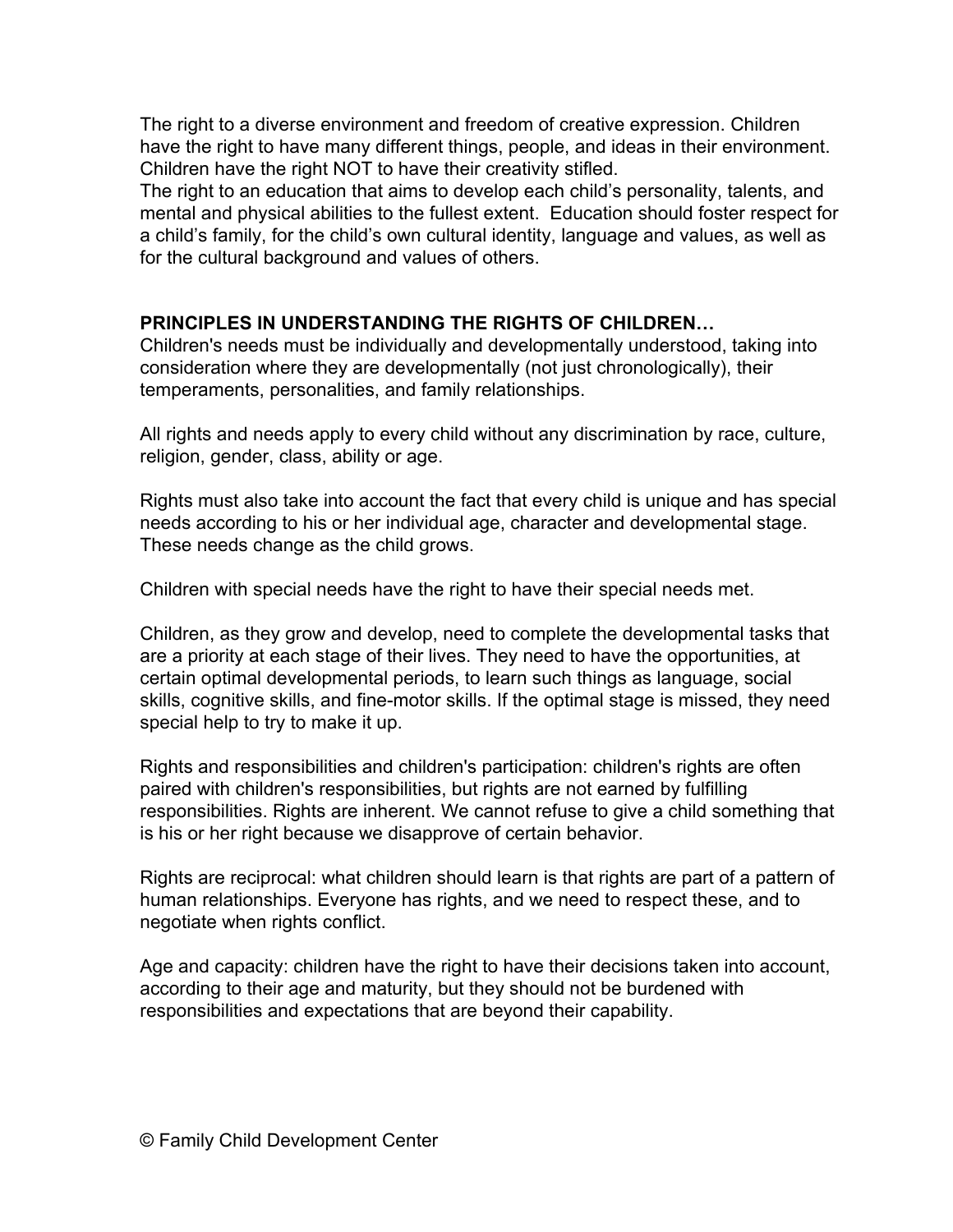The right to a diverse environment and freedom of creative expression. Children have the right to have many different things, people, and ideas in their environment. Children have the right NOT to have their creativity stifled.

The right to an education that aims to develop each child's personality, talents, and mental and physical abilities to the fullest extent. Education should foster respect for a child's family, for the child's own cultural identity, language and values, as well as for the cultural background and values of others.

**PRINCIPLES IN UNDERSTANDING THE RIGHTS OF CHILDREN…**

Children's needs must be individually and developmentally understood, taking into consideration where they are developmentally (not just chronologically), their temperaments, personalities, and family relationships.

All rights and needs apply to every child without any discrimination by race, culture, religion, gender, class, ability or age.

Rights must also take into account the fact that every child is unique and has special needs according to his or her individual age, character and developmental stage. These needs change as the child grows.

Children with special needs have the right to have their special needs met.

Children, as they grow and develop, need to complete the developmental tasks that are a priority at each stage of their lives. They need to have the opportunities, at certain optimal developmental periods, to learn such things as language, social skills, cognitive skills, and fine-motor skills. If the optimal stage is missed, they need special help to try to make it up.

Rights and responsibilities and children's participation: children's rights are often paired with children's responsibilities, but rights are not earned by fulfilling responsibilities. Rights are inherent. We cannot refuse to give a child something that is his or her right because we disapprove of certain behavior.

Rights are reciprocal: what children should learn is that rights are part of a pattern of human relationships. Everyone has rights, and we need to respect these, and to negotiate when rights conflict.

Age and capacity: children have the right to have their decisions taken into account, according to their age and maturity, but they should not be burdened with responsibilities and expectations that are beyond their capability.

© Family Child Development Center